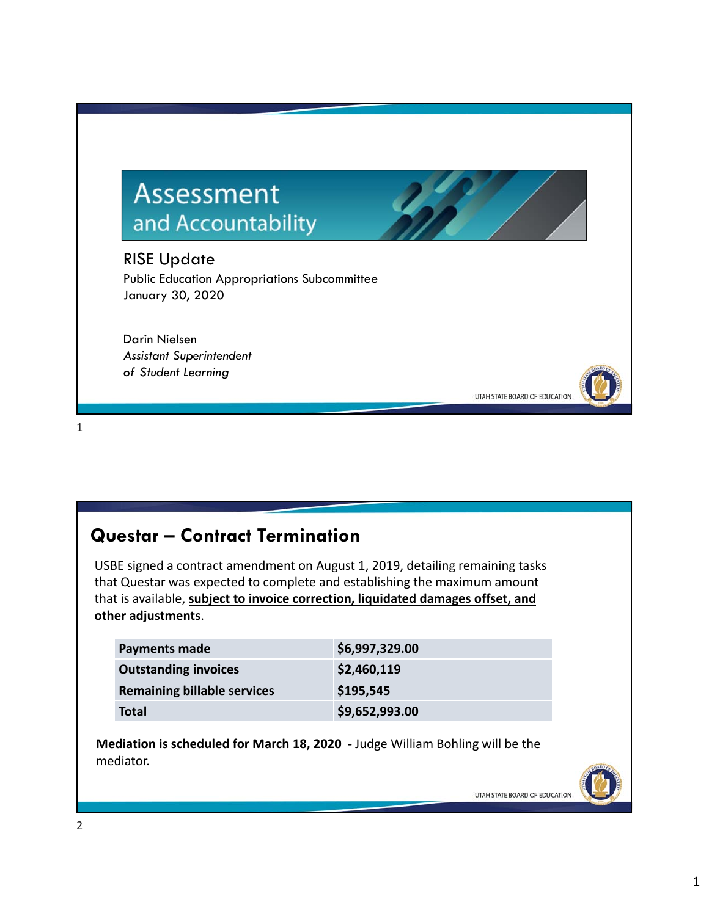# Assessment and Accountability

## RISE Update

Public Education Appropriations Subcommittee
January 30, 2020

Darin Nielsen
*Assistant Superintendent of Student Learning*

UTAH STATE BOARD OF EDUCATION

## Questar – Contract Termination

USBE signed a contract amendment on August 1, 2019, detailing remaining tasks that Questar was expected to complete and establishing the maximum amount that is available, **subject to invoice correction, liquidated damages offset, and other adjustments**.

| | |
|---|---|
| **Payments made** | **$6,997,329.00** |
| **Outstanding invoices** | **$2,460,119** |
| **Remaining billable services** | **$195,545** |
| **Total** | **$9,652,993.00** |

**Mediation is scheduled for March 18, 2020** - Judge William Bohling will be the mediator.

UTAH STATE BOARD OF EDUCATION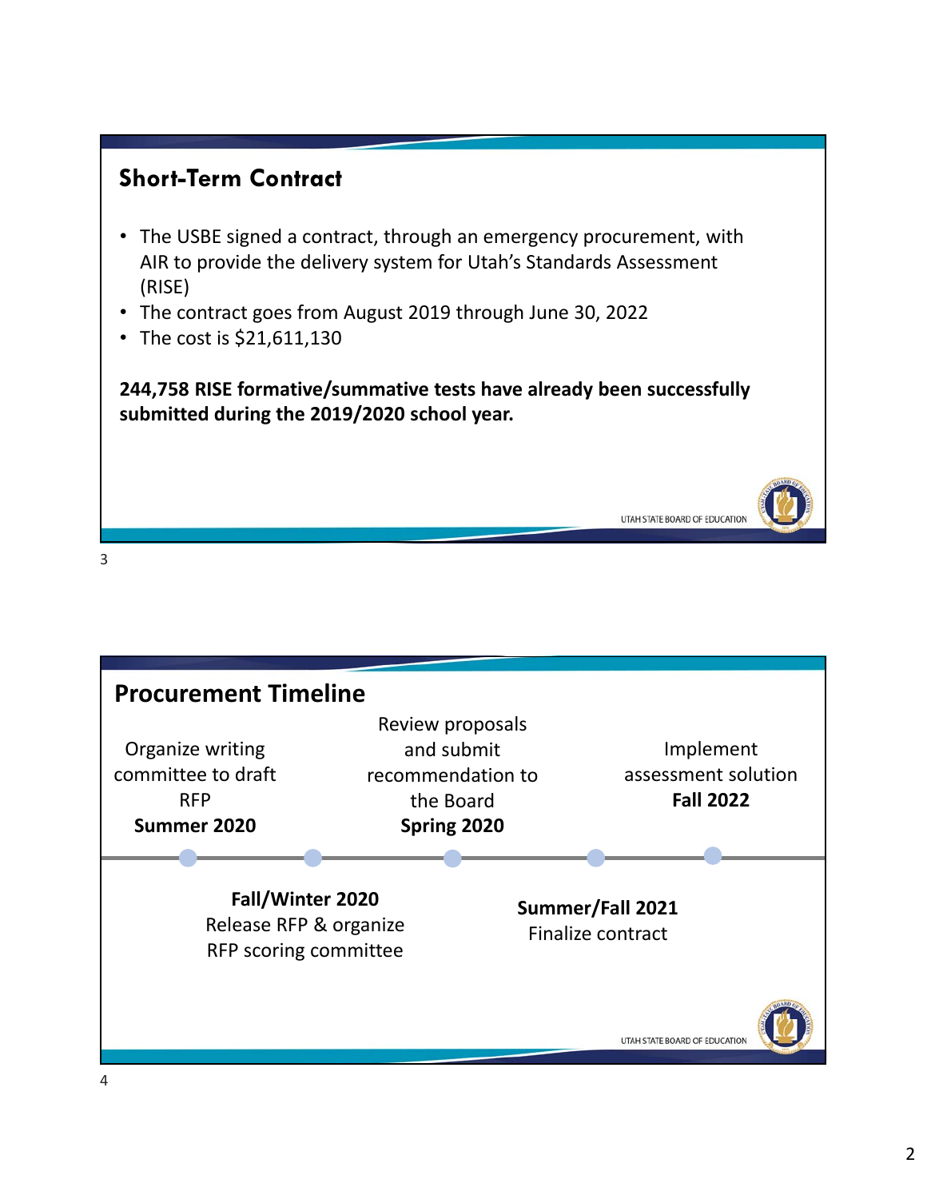## Short-Term Contract

- The USBE signed a contract, through an emergency procurement, with AIR to provide the delivery system for Utah's Standards Assessment (RISE)
- The contract goes from August 2019 through June 30, 2022
- The cost is $21,611,130

**244,758 RISE formative/summative tests have already been successfully submitted during the 2019/2020 school year.**

UTAH STATE BOARD OF EDUCATION

## Procurement Timeline

Organize writing committee to draft RFP
**Summer 2020**

**Fall/Winter 2020**
Release RFP & organize RFP scoring committee

Review proposals and submit recommendation to the Board
**Spring 2020**

**Summer/Fall 2021**
Finalize contract

Implement assessment solution
**Fall 2022**

UTAH STATE BOARD OF EDUCATION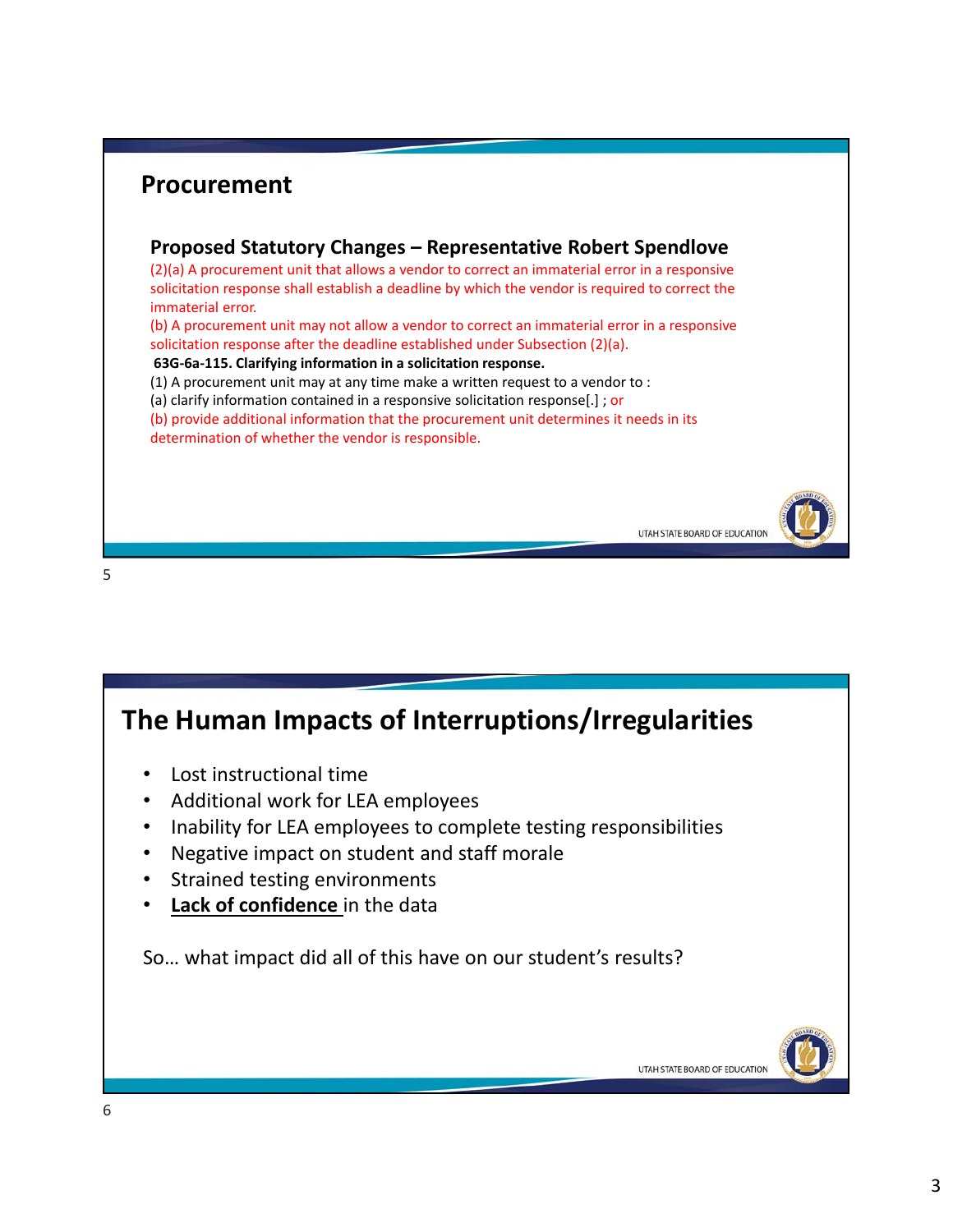## Procurement

### Proposed Statutory Changes – Representative Robert Spendlove

(2)(a) A procurement unit that allows a vendor to correct an immaterial error in a responsive solicitation response shall establish a deadline by which the vendor is required to correct the immaterial error.

(b) A procurement unit may not allow a vendor to correct an immaterial error in a responsive solicitation response after the deadline established under Subsection (2)(a).

**63G-6a-115. Clarifying information in a solicitation response.**

(1) A procurement unit may at any time make a written request to a vendor to :

(a) clarify information contained in a responsive solicitation response[.] ; or

(b) provide additional information that the procurement unit determines it needs in its determination of whether the vendor is responsible.

UTAH STATE BOARD OF EDUCATION

## The Human Impacts of Interruptions/Irregularities

- Lost instructional time
- Additional work for LEA employees
- Inability for LEA employees to complete testing responsibilities
- Negative impact on student and staff morale
- Strained testing environments
- **Lack of confidence** in the data

So… what impact did all of this have on our student's results?

UTAH STATE BOARD OF EDUCATION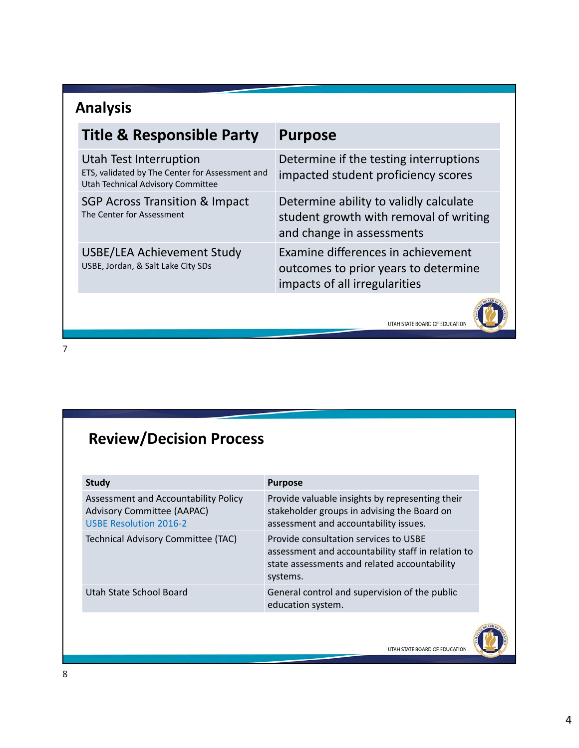## Analysis

| Title & Responsible Party | Purpose |
|---|---|
| Utah Test Interruption<br>ETS, validated by The Center for Assessment and Utah Technical Advisory Committee | Determine if the testing interruptions impacted student proficiency scores |
| SGP Across Transition & Impact<br>The Center for Assessment | Determine ability to validly calculate student growth with removal of writing and change in assessments |
| USBE/LEA Achievement Study<br>USBE, Jordan, & Salt Lake City SDs | Examine differences in achievement outcomes to prior years to determine impacts of all irregularities |

UTAH STATE BOARD OF EDUCATION

7

## Review/Decision Process

| Study | Purpose |
|---|---|
| Assessment and Accountability Policy Advisory Committee (AAPAC)<br>USBE Resolution 2016-2 | Provide valuable insights by representing their stakeholder groups in advising the Board on assessment and accountability issues. |
| Technical Advisory Committee (TAC) | Provide consultation services to USBE assessment and accountability staff in relation to state assessments and related accountability systems. |
| Utah State School Board | General control and supervision of the public education system. |

UTAH STATE BOARD OF EDUCATION

8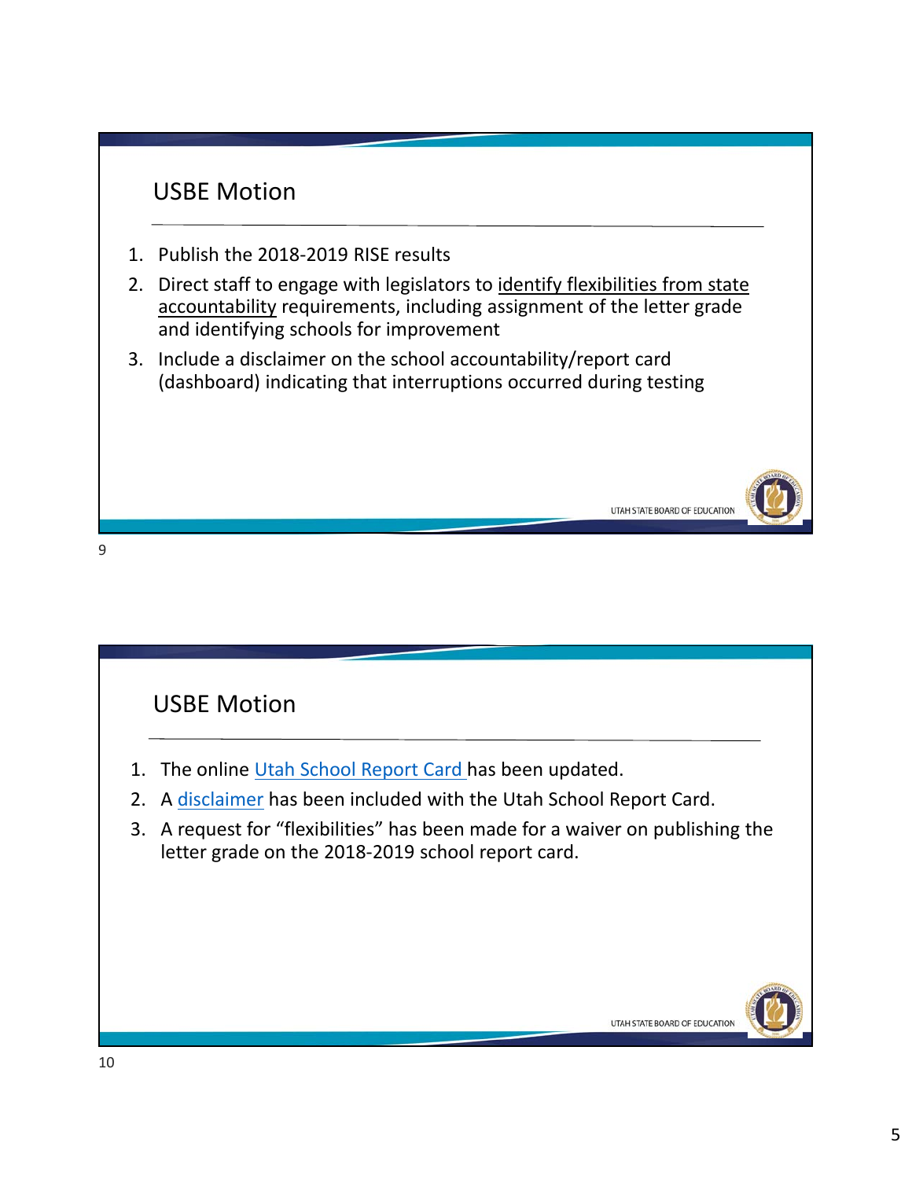## USBE Motion

1. Publish the 2018-2019 RISE results
2. Direct staff to engage with legislators to identify flexibilities from state accountability requirements, including assignment of the letter grade and identifying schools for improvement
3. Include a disclaimer on the school accountability/report card (dashboard) indicating that interruptions occurred during testing

## USBE Motion

1. The online Utah School Report Card has been updated.
2. A disclaimer has been included with the Utah School Report Card.
3. A request for "flexibilities" has been made for a waiver on publishing the letter grade on the 2018-2019 school report card.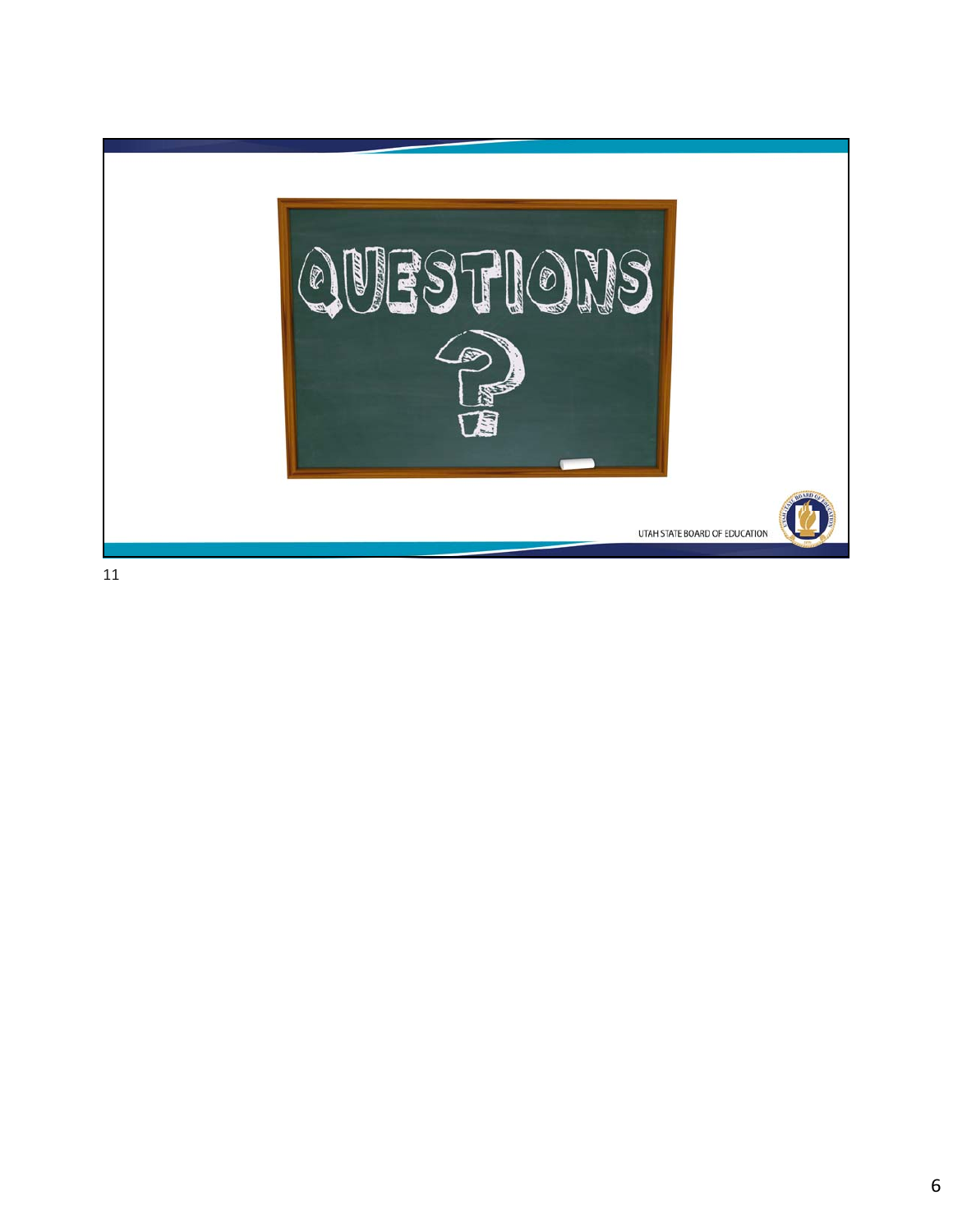QUESTIONS

?

UTAH STATE BOARD OF EDUCATION

11